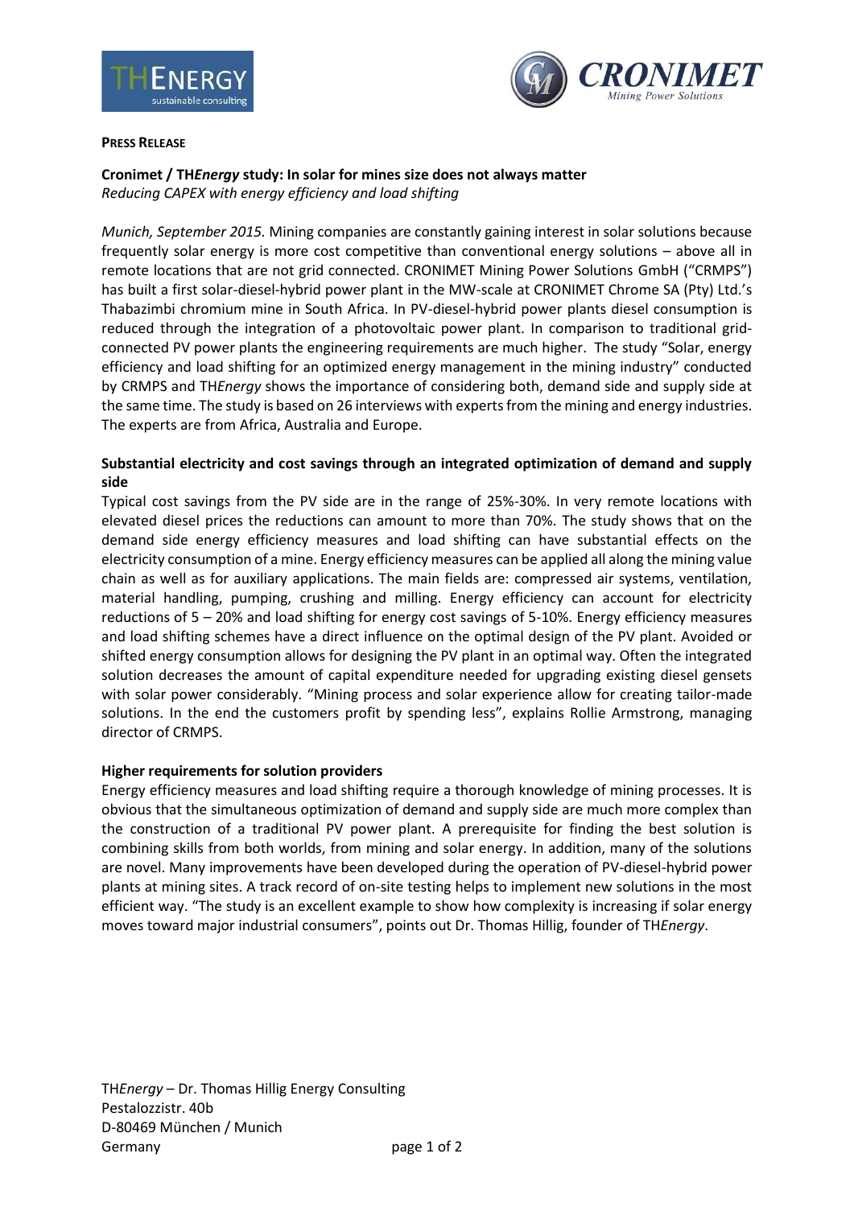**PRESS RELEASE**

## Cronimet / TH*Energy* study: In solar for mines size does not always matter

*Reducing CAPEX with energy efficiency and load shifting*

*Munich, September 2015.* Mining companies are constantly gaining interest in solar solutions because frequently solar energy is more cost competitive than conventional energy solutions – above all in remote locations that are not grid connected. CRONIMET Mining Power Solutions GmbH ("CRMPS") has built a first solar-diesel-hybrid power plant in the MW-scale at CRONIMET Chrome SA (Pty) Ltd.'s Thabazimbi chromium mine in South Africa. In PV-diesel-hybrid power plants diesel consumption is reduced through the integration of a photovoltaic power plant. In comparison to traditional grid-connected PV power plants the engineering requirements are much higher. The study "Solar, energy efficiency and load shifting for an optimized energy management in the mining industry" conducted by CRMPS and TH*Energy* shows the importance of considering both, demand side and supply side at the same time. The study is based on 26 interviews with experts from the mining and energy industries. The experts are from Africa, Australia and Europe.

### Substantial electricity and cost savings through an integrated optimization of demand and supply side

Typical cost savings from the PV side are in the range of 25%-30%. In very remote locations with elevated diesel prices the reductions can amount to more than 70%. The study shows that on the demand side energy efficiency measures and load shifting can have substantial effects on the electricity consumption of a mine. Energy efficiency measures can be applied all along the mining value chain as well as for auxiliary applications. The main fields are: compressed air systems, ventilation, material handling, pumping, crushing and milling. Energy efficiency can account for electricity reductions of 5 – 20% and load shifting for energy cost savings of 5-10%. Energy efficiency measures and load shifting schemes have a direct influence on the optimal design of the PV plant. Avoided or shifted energy consumption allows for designing the PV plant in an optimal way. Often the integrated solution decreases the amount of capital expenditure needed for upgrading existing diesel gensets with solar power considerably. "Mining process and solar experience allow for creating tailor-made solutions. In the end the customers profit by spending less", explains Rollie Armstrong, managing director of CRMPS.

### Higher requirements for solution providers

Energy efficiency measures and load shifting require a thorough knowledge of mining processes. It is obvious that the simultaneous optimization of demand and supply side are much more complex than the construction of a traditional PV power plant. A prerequisite for finding the best solution is combining skills from both worlds, from mining and solar energy. In addition, many of the solutions are novel. Many improvements have been developed during the operation of PV-diesel-hybrid power plants at mining sites. A track record of on-site testing helps to implement new solutions in the most efficient way. "The study is an excellent example to show how complexity is increasing if solar energy moves toward major industrial consumers", points out Dr. Thomas Hillig, founder of TH*Energy*.

TH*Energy* – Dr. Thomas Hillig Energy Consulting
Pestalozzistr. 40b
D-80469 München / Munich
Germany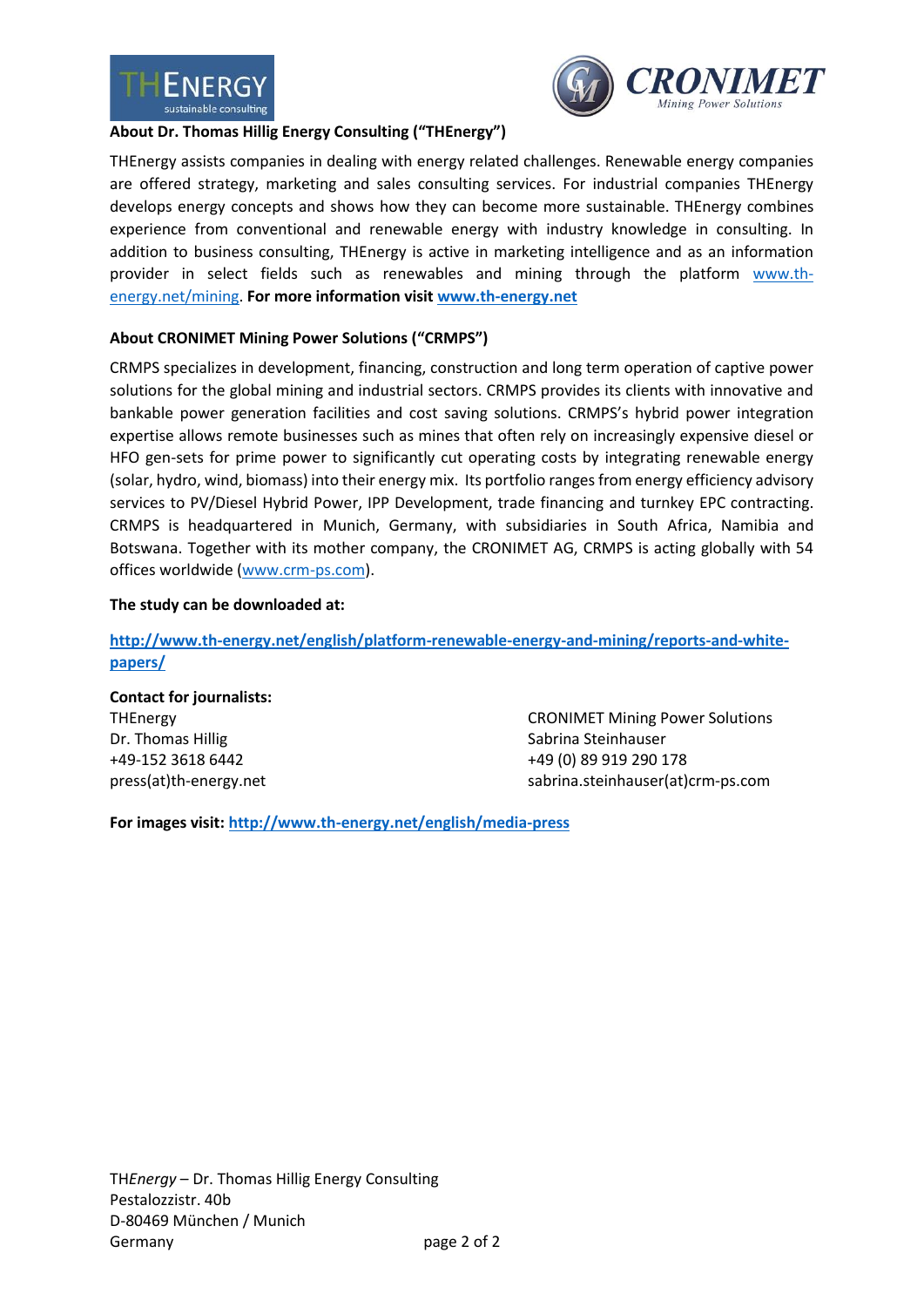**About Dr. Thomas Hillig Energy Consulting ("THEnergy")**

THEnergy assists companies in dealing with energy related challenges. Renewable energy companies are offered strategy, marketing and sales consulting services. For industrial companies THEnergy develops energy concepts and shows how they can become more sustainable. THEnergy combines experience from conventional and renewable energy with industry knowledge in consulting. In addition to business consulting, THEnergy is active in marketing intelligence and as an information provider in select fields such as renewables and mining through the platform www.th-energy.net/mining. **For more information visit www.th-energy.net**

**About CRONIMET Mining Power Solutions ("CRMPS")**

CRMPS specializes in development, financing, construction and long term operation of captive power solutions for the global mining and industrial sectors. CRMPS provides its clients with innovative and bankable power generation facilities and cost saving solutions. CRMPS's hybrid power integration expertise allows remote businesses such as mines that often rely on increasingly expensive diesel or HFO gen-sets for prime power to significantly cut operating costs by integrating renewable energy (solar, hydro, wind, biomass) into their energy mix. Its portfolio ranges from energy efficiency advisory services to PV/Diesel Hybrid Power, IPP Development, trade financing and turnkey EPC contracting. CRMPS is headquartered in Munich, Germany, with subsidiaries in South Africa, Namibia and Botswana. Together with its mother company, the CRONIMET AG, CRMPS is acting globally with 54 offices worldwide (www.crm-ps.com).

**The study can be downloaded at:**

**http://www.th-energy.net/english/platform-renewable-energy-and-mining/reports-and-white-papers/**

**Contact for journalists:**

THEnergy
Dr. Thomas Hillig
+49-152 3618 6442
press(at)th-energy.net

CRONIMET Mining Power Solutions
Sabrina Steinhauser
+49 (0) 89 919 290 178
sabrina.steinhauser(at)crm-ps.com

**For images visit: http://www.th-energy.net/english/media-press**

TH*Energy* – Dr. Thomas Hillig Energy Consulting
Pestalozzistr. 40b
D-80469 München / Munich
Germany